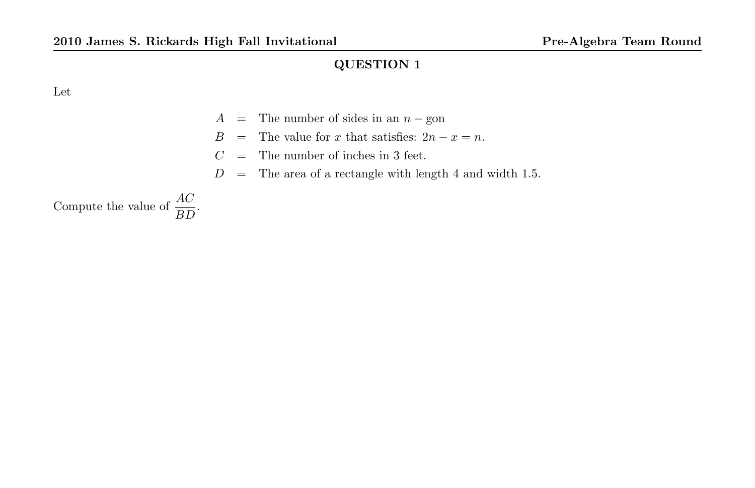## QUESTION 1

Let

$$
\begin{aligned}
A &= \text{The number of sides in an } n-\text{gon} \\
B &= \text{The value for } x \text{ that satisfies: } 2n - x = n. \\
C &= \text{The number of inches in 3 feet.} \\
D &= \text{The area of a rectangle with length 4 and width 1.5.}
\end{aligned}
$$

Compute the value of $\dfrac{AC}{BD}$.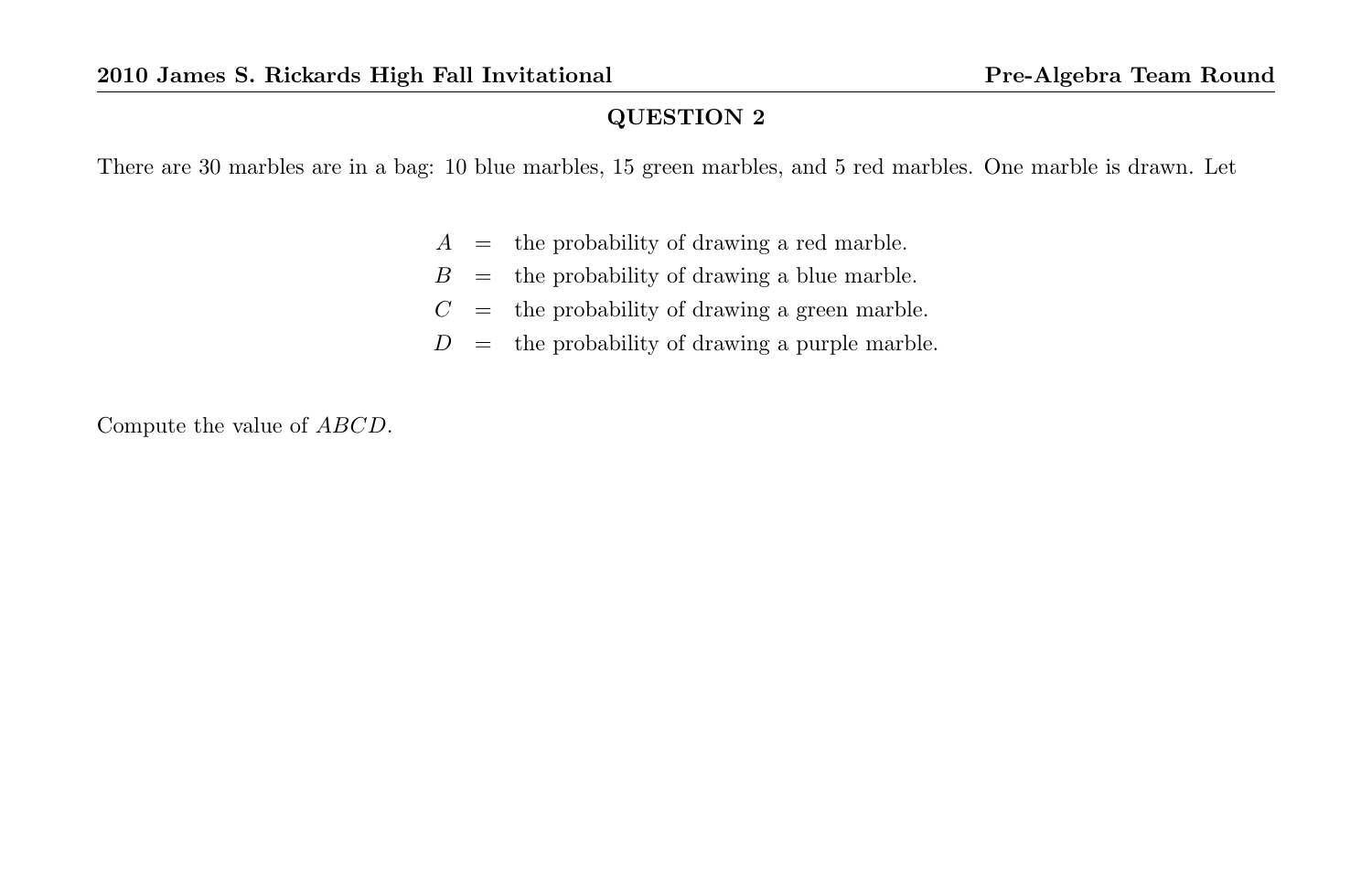## QUESTION 2

There are 30 marbles are in a bag: 10 blue marbles, 15 green marbles, and 5 red marbles. One marble is drawn. Let

$$
\begin{aligned}
A &= \text{the probability of drawing a red marble.} \\
B &= \text{the probability of drawing a blue marble.} \\
C &= \text{the probability of drawing a green marble.} \\
D &= \text{the probability of drawing a purple marble.}
\end{aligned}
$$

Compute the value of $ABCD$.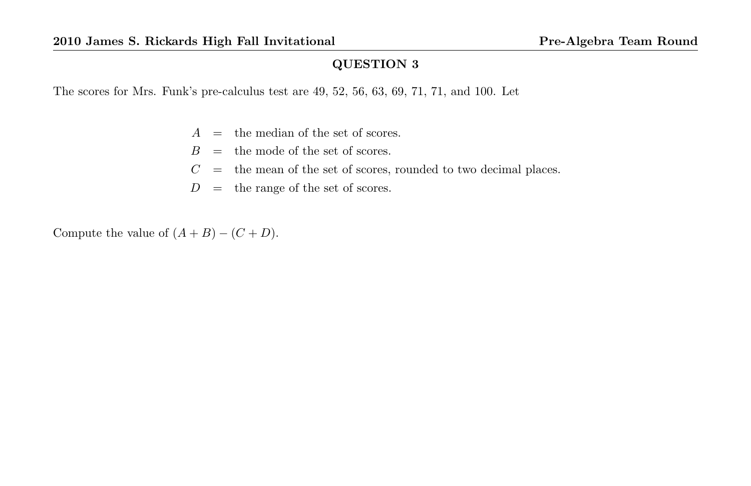## QUESTION 3

The scores for Mrs. Funk's pre-calculus test are 49, 52, 56, 63, 69, 71, 71, and 100. Let

$$
\begin{aligned}
A &= \text{the median of the set of scores.} \\
B &= \text{the mode of the set of scores.} \\
C &= \text{the mean of the set of scores, rounded to two decimal places.} \\
D &= \text{the range of the set of scores.}
\end{aligned}
$$

Compute the value of $(A + B) - (C + D)$.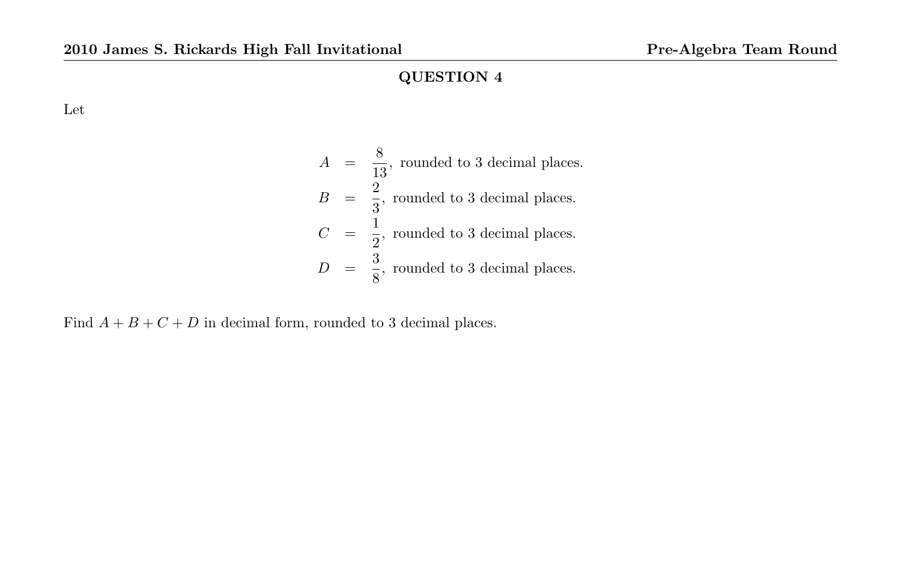## QUESTION 4

Let

$$
\begin{aligned}
A &= \frac{8}{13}, \text{ rounded to 3 decimal places.} \\
B &= \frac{2}{3}, \text{ rounded to 3 decimal places.} \\
C &= \frac{1}{2}, \text{ rounded to 3 decimal places.} \\
D &= \frac{3}{8}, \text{ rounded to 3 decimal places.}
\end{aligned}
$$

Find $A + B + C + D$ in decimal form, rounded to 3 decimal places.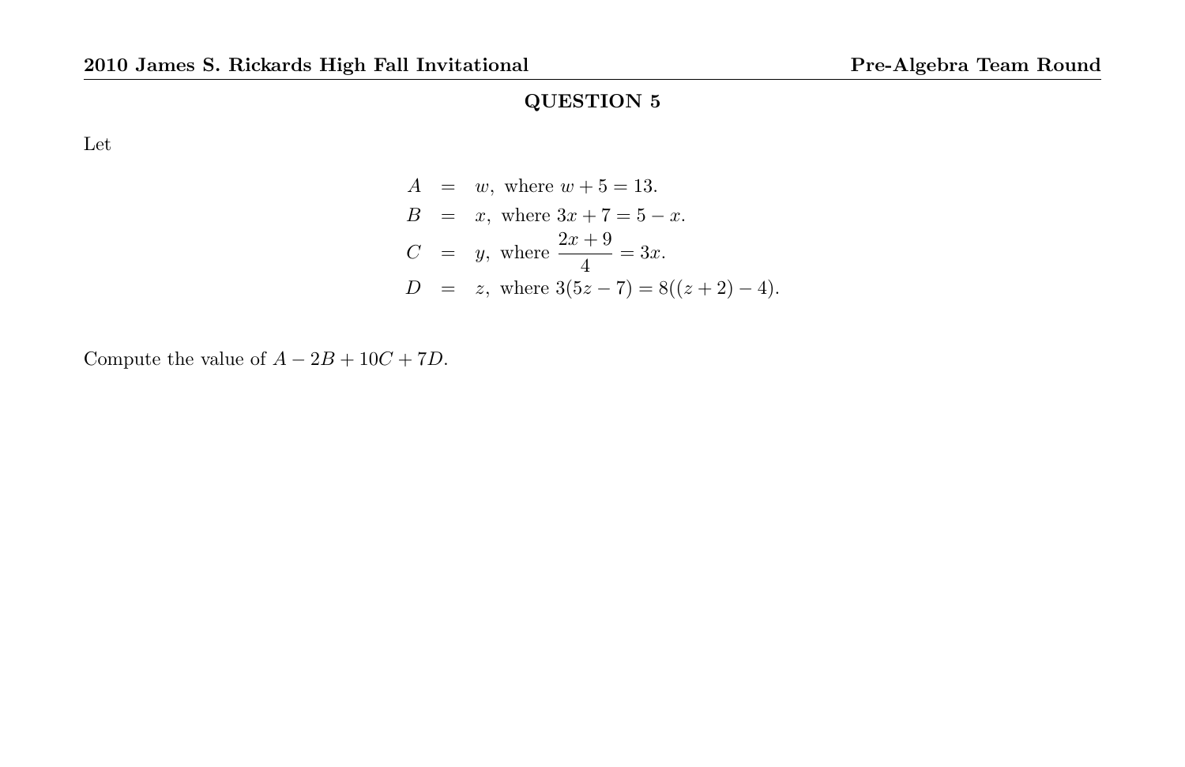## QUESTION 5

Let

$$
\begin{aligned}
A &= w, \text{ where } w + 5 = 13. \\
B &= x, \text{ where } 3x + 7 = 5 - x. \\
C &= y, \text{ where } \frac{2x + 9}{4} = 3x. \\
D &= z, \text{ where } 3(5z - 7) = 8((z + 2) - 4).
\end{aligned}
$$

Compute the value of $A - 2B + 10C + 7D$.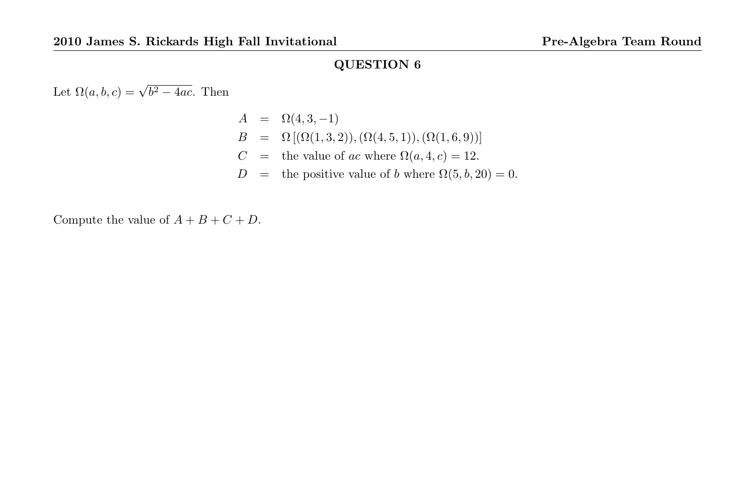## QUESTION 6

Let $\Omega(a,b,c) = \sqrt{b^2 - 4ac}$. Then

$$
\begin{aligned}
A &= \Omega(4,3,-1) \\
B &= \Omega\left[(\Omega(1,3,2)),(\Omega(4,5,1)),(\Omega(1,6,9))\right] \\
C &= \text{the value of } ac \text{ where } \Omega(a,4,c) = 12. \\
D &= \text{the positive value of } b \text{ where } \Omega(5,b,20) = 0.
\end{aligned}
$$

Compute the value of $A + B + C + D$.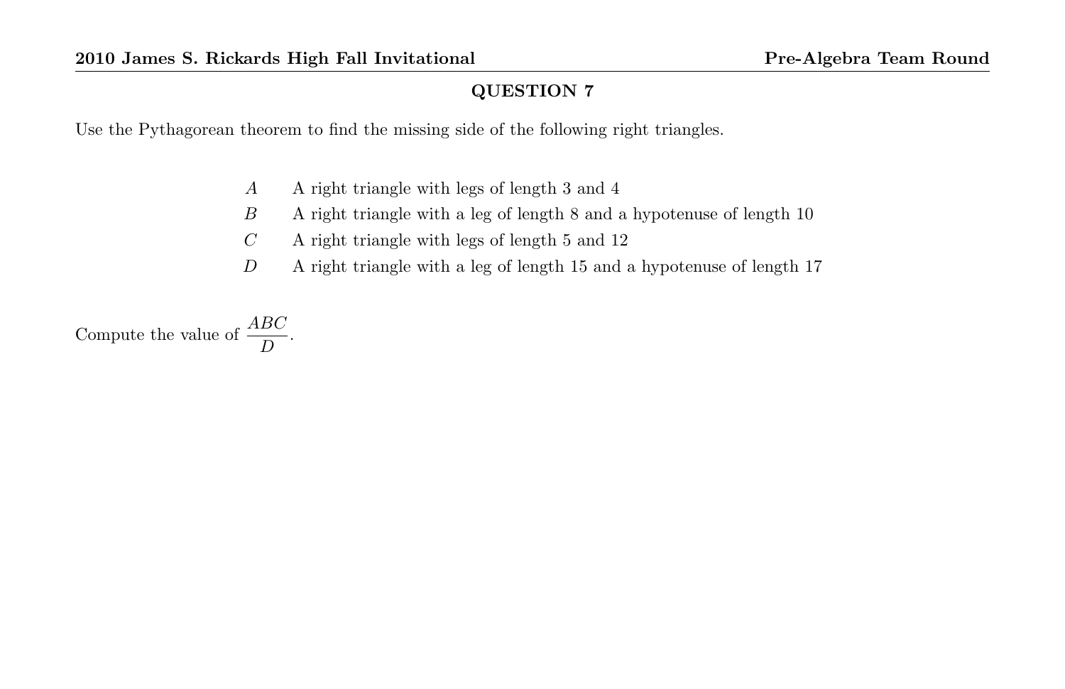## QUESTION 7

Use the Pythagorean theorem to find the missing side of the following right triangles.

| | |
|---|---|
| $A$ | A right triangle with legs of length 3 and 4 |
| $B$ | A right triangle with a leg of length 8 and a hypotenuse of length 10 |
| $C$ | A right triangle with legs of length 5 and 12 |
| $D$ | A right triangle with a leg of length 15 and a hypotenuse of length 17 |

Compute the value of $\dfrac{ABC}{D}$.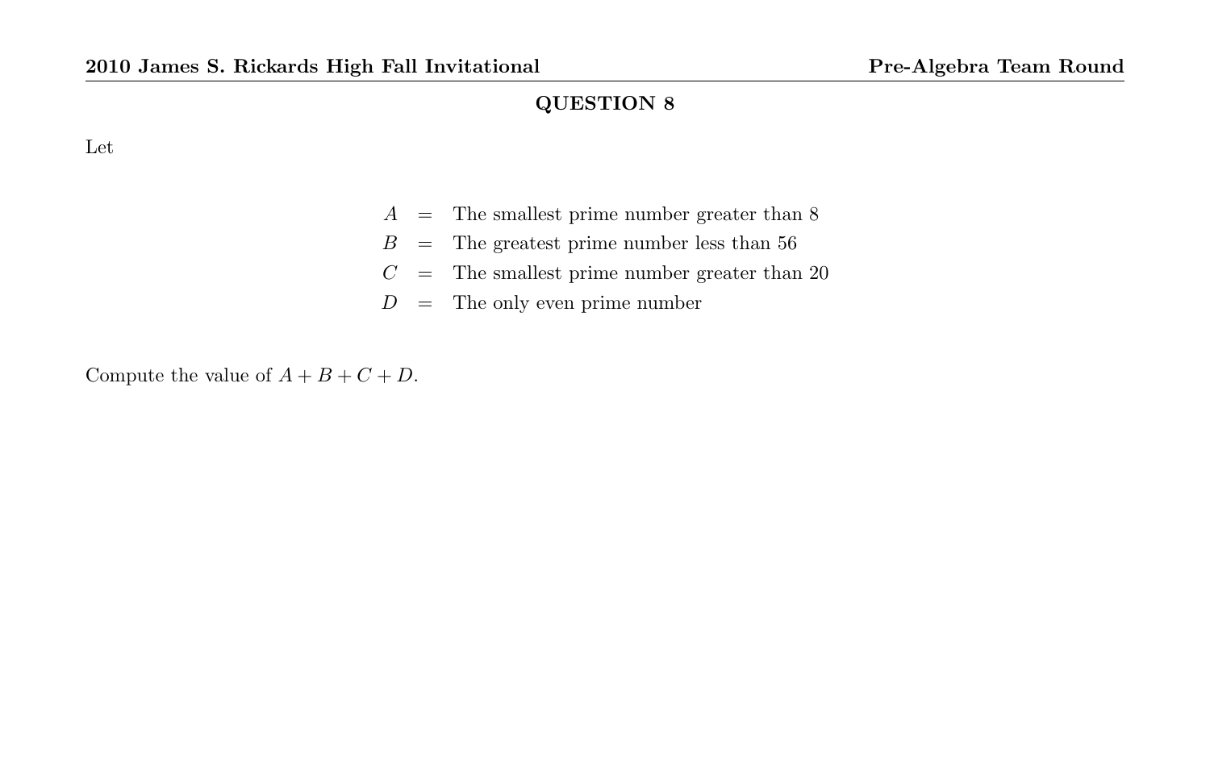## QUESTION 8

Let

$$
\begin{aligned}
A &= \text{The smallest prime number greater than 8} \\
B &= \text{The greatest prime number less than 56} \\
C &= \text{The smallest prime number greater than 20} \\
D &= \text{The only even prime number}
\end{aligned}
$$

Compute the value of $A + B + C + D$.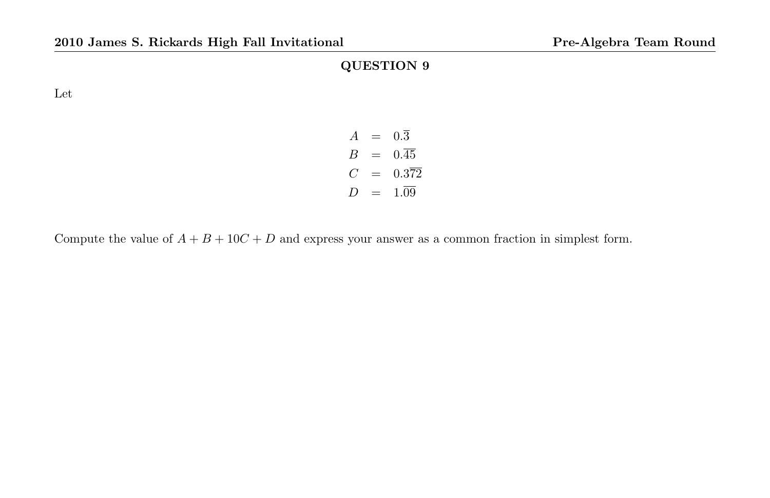## QUESTION 9

Let

$$
\begin{aligned}
A &= 0.\overline{3} \\
B &= 0.\overline{45} \\
C &= 0.3\overline{72} \\
D &= 1.\overline{09}
\end{aligned}
$$

Compute the value of $A + B + 10C + D$ and express your answer as a common fraction in simplest form.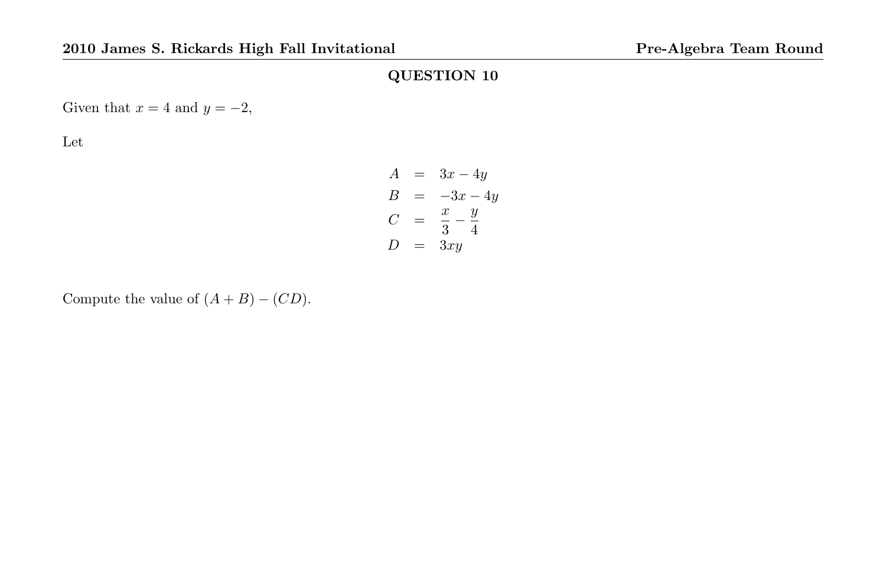## QUESTION 10

Given that $x = 4$ and $y = -2$,

Let

$$
\begin{aligned}
A &= 3x - 4y \\
B &= -3x - 4y \\
C &= \frac{x}{3} - \frac{y}{4} \\
D &= 3xy
\end{aligned}
$$

Compute the value of $(A + B) - (CD)$.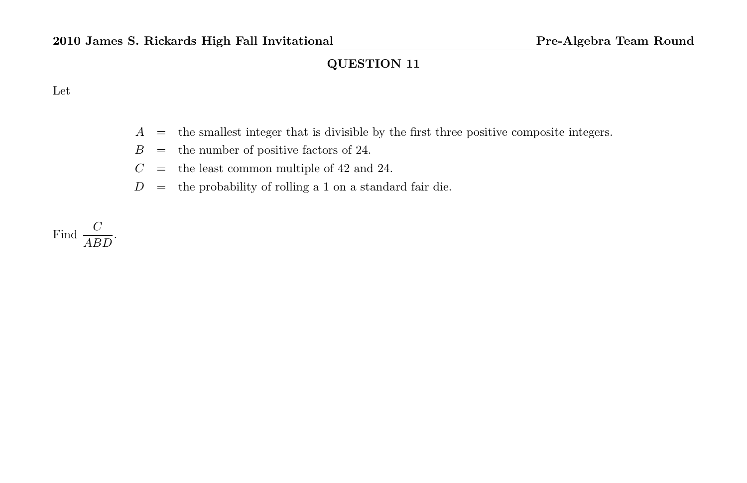## QUESTION 11

Let

$$\begin{aligned}
A &= \text{the smallest integer that is divisible by the first three positive composite integers.} \\
B &= \text{the number of positive factors of 24.} \\
C &= \text{the least common multiple of 42 and 24.} \\
D &= \text{the probability of rolling a 1 on a standard fair die.}
\end{aligned}$$

Find $\dfrac{C}{ABD}$.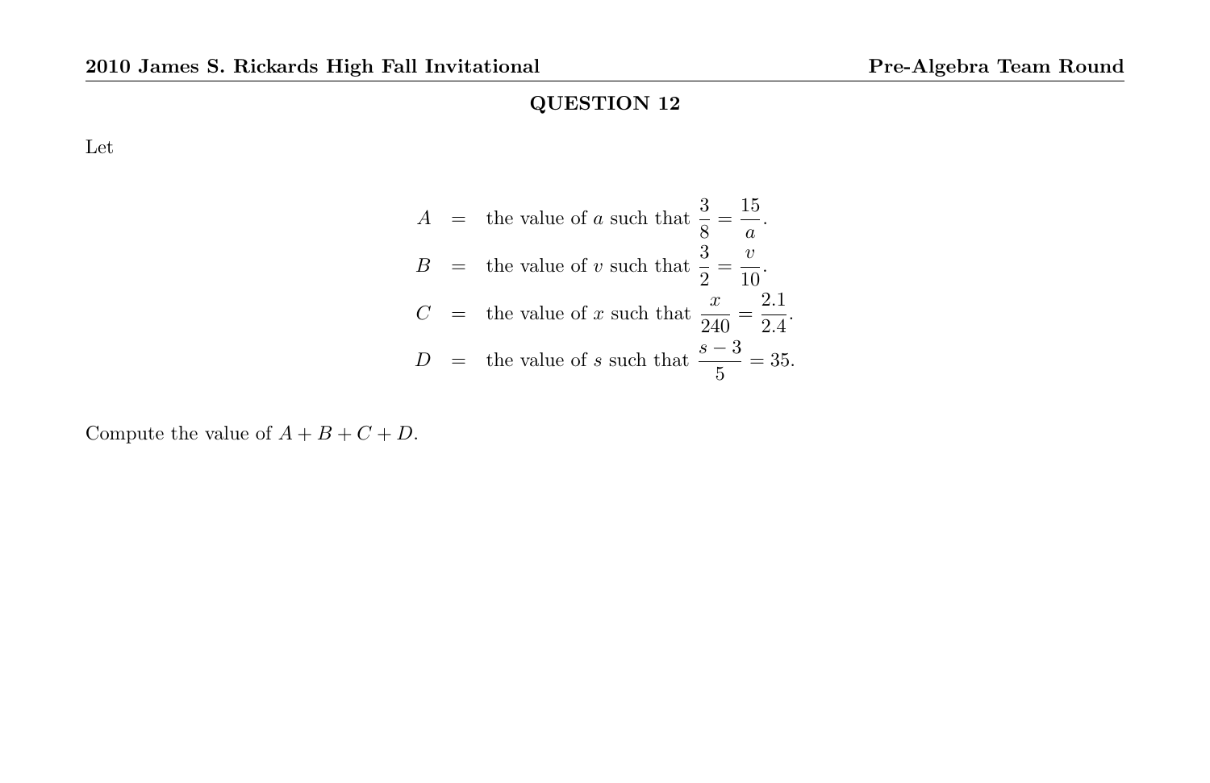## QUESTION 12

Let

$$
\begin{aligned}
A &= \text{the value of } a \text{ such that } \frac{3}{8} = \frac{15}{a}. \\
B &= \text{the value of } v \text{ such that } \frac{3}{2} = \frac{v}{10}. \\
C &= \text{the value of } x \text{ such that } \frac{x}{240} = \frac{2.1}{2.4}. \\
D &= \text{the value of } s \text{ such that } \frac{s-3}{5} = 35.
\end{aligned}
$$

Compute the value of $A + B + C + D$.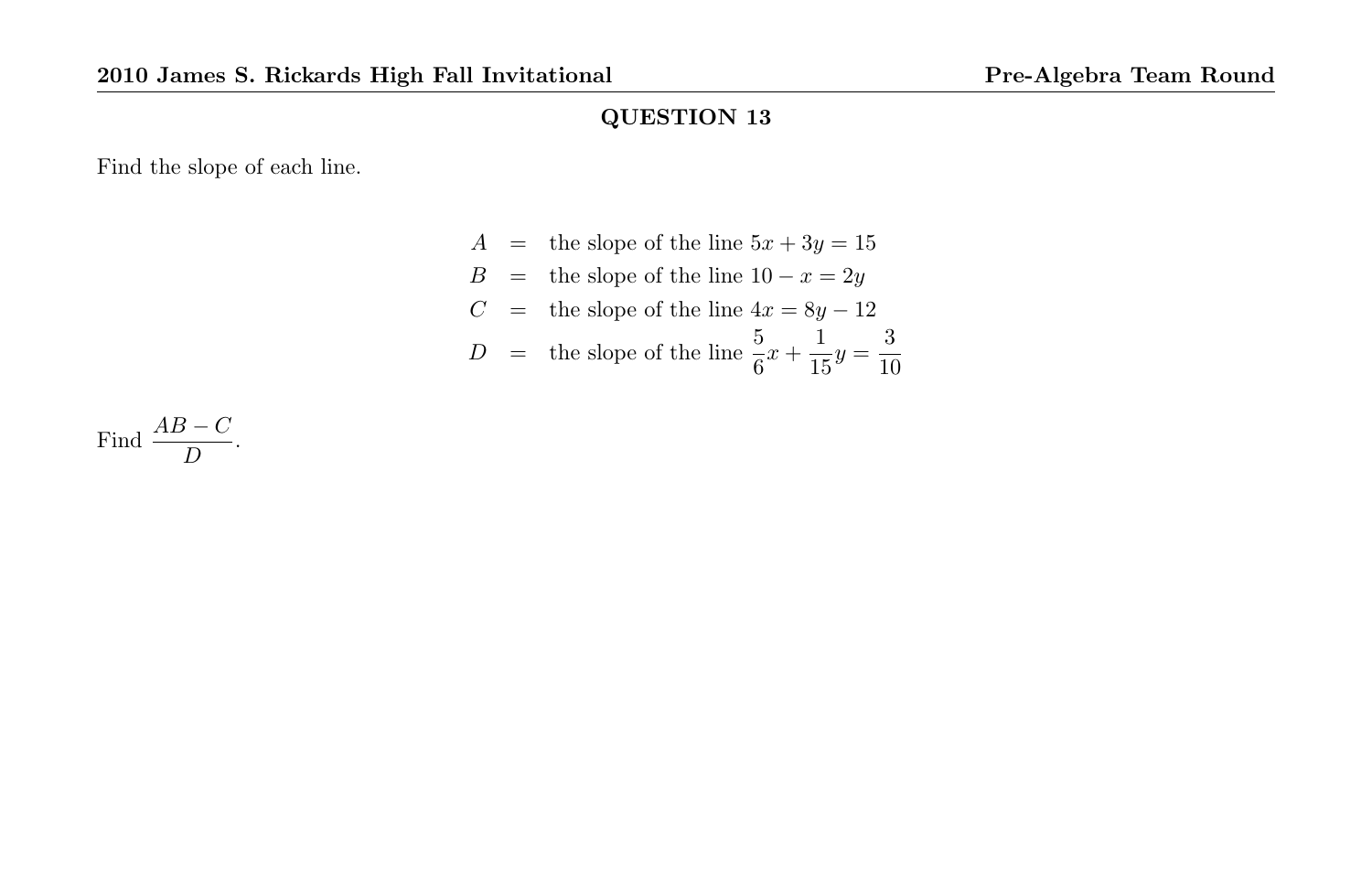## QUESTION 13

Find the slope of each line.

$$\begin{aligned}
A &= \text{the slope of the line } 5x + 3y = 15 \\
B &= \text{the slope of the line } 10 - x = 2y \\
C &= \text{the slope of the line } 4x = 8y - 12 \\
D &= \text{the slope of the line } \frac{5}{6}x + \frac{1}{15}y = \frac{3}{10}
\end{aligned}$$

Find $\dfrac{AB - C}{D}$.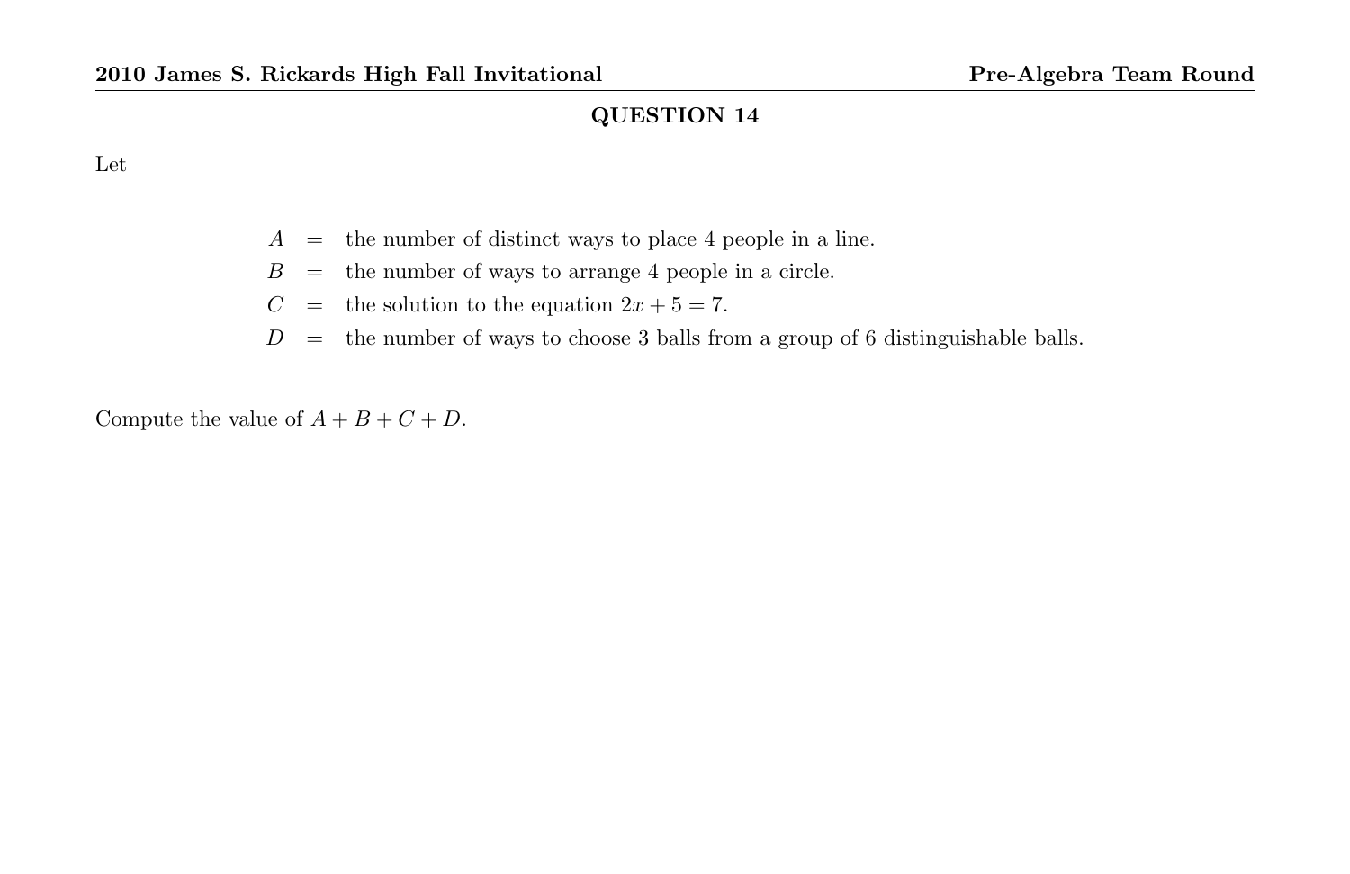## QUESTION 14

Let

$$
\begin{aligned}
A &= \text{the number of distinct ways to place 4 people in a line.} \\
B &= \text{the number of ways to arrange 4 people in a circle.} \\
C &= \text{the solution to the equation } 2x + 5 = 7. \\
D &= \text{the number of ways to choose 3 balls from a group of 6 distinguishable balls.}
\end{aligned}
$$

Compute the value of $A + B + C + D$.